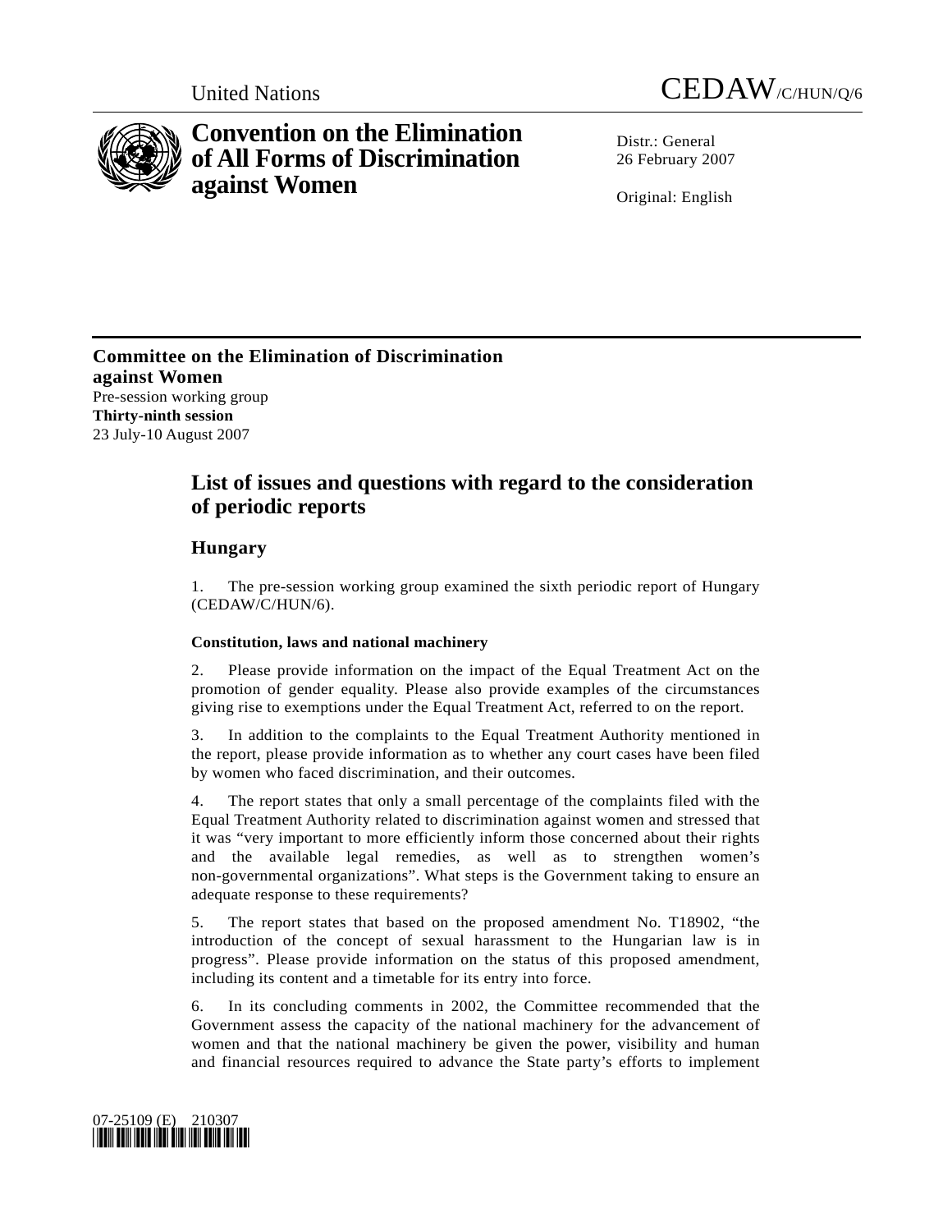United Nations CEDAW/C/HUN/Q/6

# Convention on the Elimination of All Forms of Discrimination against Women

Distr.: General
26 February 2007

Original: English

**Committee on the Elimination of Discrimination against Women**
Pre-session working group
**Thirty-ninth session**
23 July-10 August 2007

## List of issues and questions with regard to the consideration of periodic reports

### Hungary

1. The pre-session working group examined the sixth periodic report of Hungary (CEDAW/C/HUN/6).

#### Constitution, laws and national machinery

2. Please provide information on the impact of the Equal Treatment Act on the promotion of gender equality. Please also provide examples of the circumstances giving rise to exemptions under the Equal Treatment Act, referred to on the report.

3. In addition to the complaints to the Equal Treatment Authority mentioned in the report, please provide information as to whether any court cases have been filed by women who faced discrimination, and their outcomes.

4. The report states that only a small percentage of the complaints filed with the Equal Treatment Authority related to discrimination against women and stressed that it was "very important to more efficiently inform those concerned about their rights and the available legal remedies, as well as to strengthen women's non-governmental organizations". What steps is the Government taking to ensure an adequate response to these requirements?

5. The report states that based on the proposed amendment No. T18902, "the introduction of the concept of sexual harassment to the Hungarian law is in progress". Please provide information on the status of this proposed amendment, including its content and a timetable for its entry into force.

6. In its concluding comments in 2002, the Committee recommended that the Government assess the capacity of the national machinery for the advancement of women and that the national machinery be given the power, visibility and human and financial resources required to advance the State party's efforts to implement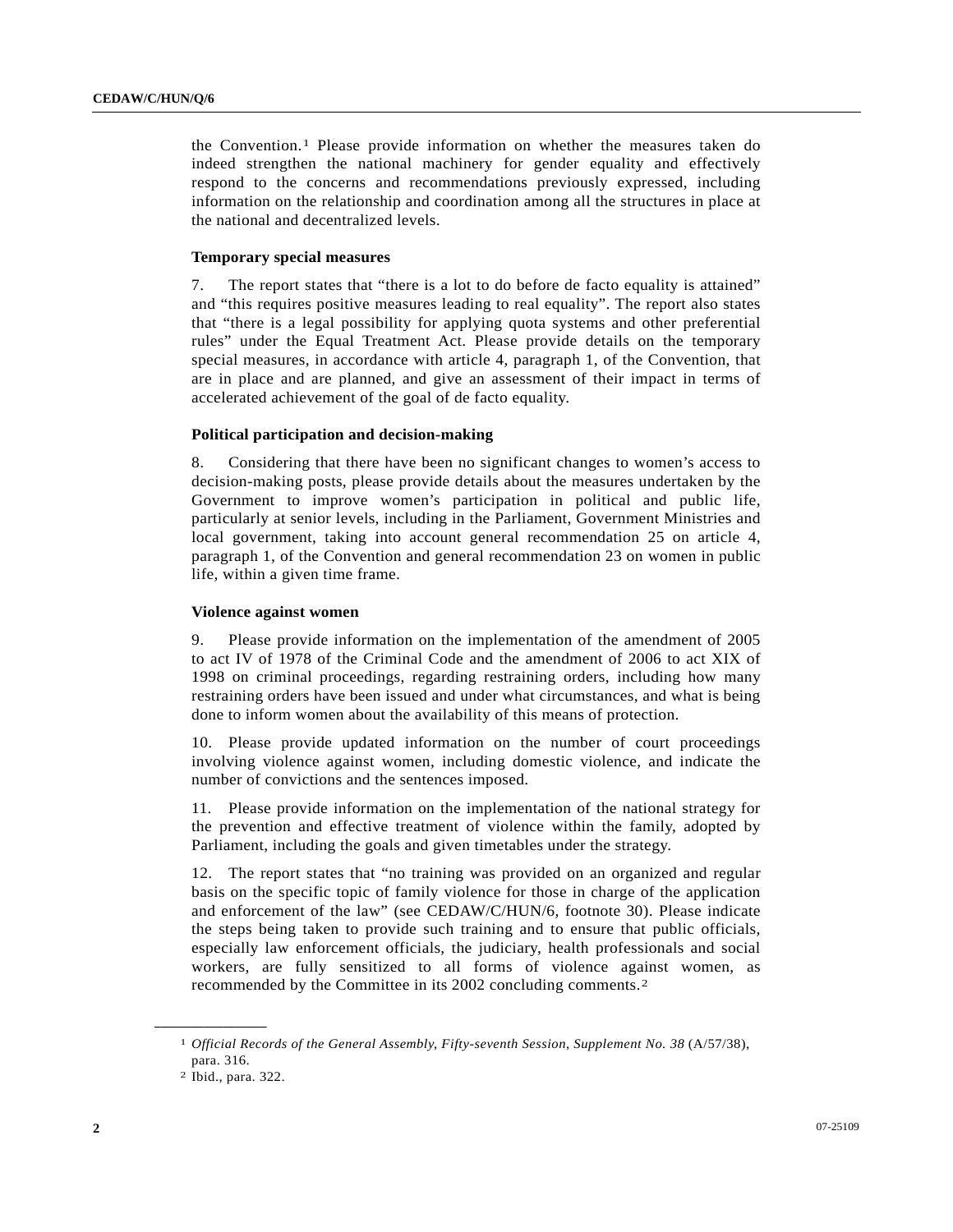the Convention.[1] Please provide information on whether the measures taken do indeed strengthen the national machinery for gender equality and effectively respond to the concerns and recommendations previously expressed, including information on the relationship and coordination among all the structures in place at the national and decentralized levels.

**Temporary special measures**

7. The report states that "there is a lot to do before de facto equality is attained" and "this requires positive measures leading to real equality". The report also states that "there is a legal possibility for applying quota systems and other preferential rules" under the Equal Treatment Act. Please provide details on the temporary special measures, in accordance with article 4, paragraph 1, of the Convention, that are in place and are planned, and give an assessment of their impact in terms of accelerated achievement of the goal of de facto equality.

**Political participation and decision-making**

8. Considering that there have been no significant changes to women's access to decision-making posts, please provide details about the measures undertaken by the Government to improve women's participation in political and public life, particularly at senior levels, including in the Parliament, Government Ministries and local government, taking into account general recommendation 25 on article 4, paragraph 1, of the Convention and general recommendation 23 on women in public life, within a given time frame.

**Violence against women**

9. Please provide information on the implementation of the amendment of 2005 to act IV of 1978 of the Criminal Code and the amendment of 2006 to act XIX of 1998 on criminal proceedings, regarding restraining orders, including how many restraining orders have been issued and under what circumstances, and what is being done to inform women about the availability of this means of protection.

10. Please provide updated information on the number of court proceedings involving violence against women, including domestic violence, and indicate the number of convictions and the sentences imposed.

11. Please provide information on the implementation of the national strategy for the prevention and effective treatment of violence within the family, adopted by Parliament, including the goals and given timetables under the strategy.

12. The report states that "no training was provided on an organized and regular basis on the specific topic of family violence for those in charge of the application and enforcement of the law" (see CEDAW/C/HUN/6, footnote 30). Please indicate the steps being taken to provide such training and to ensure that public officials, especially law enforcement officials, the judiciary, health professionals and social workers, are fully sensitized to all forms of violence against women, as recommended by the Committee in its 2002 concluding comments.[2]

---

[1] *Official Records of the General Assembly, Fifty-seventh Session, Supplement No. 38* (A/57/38), para. 316.

[2] Ibid., para. 322.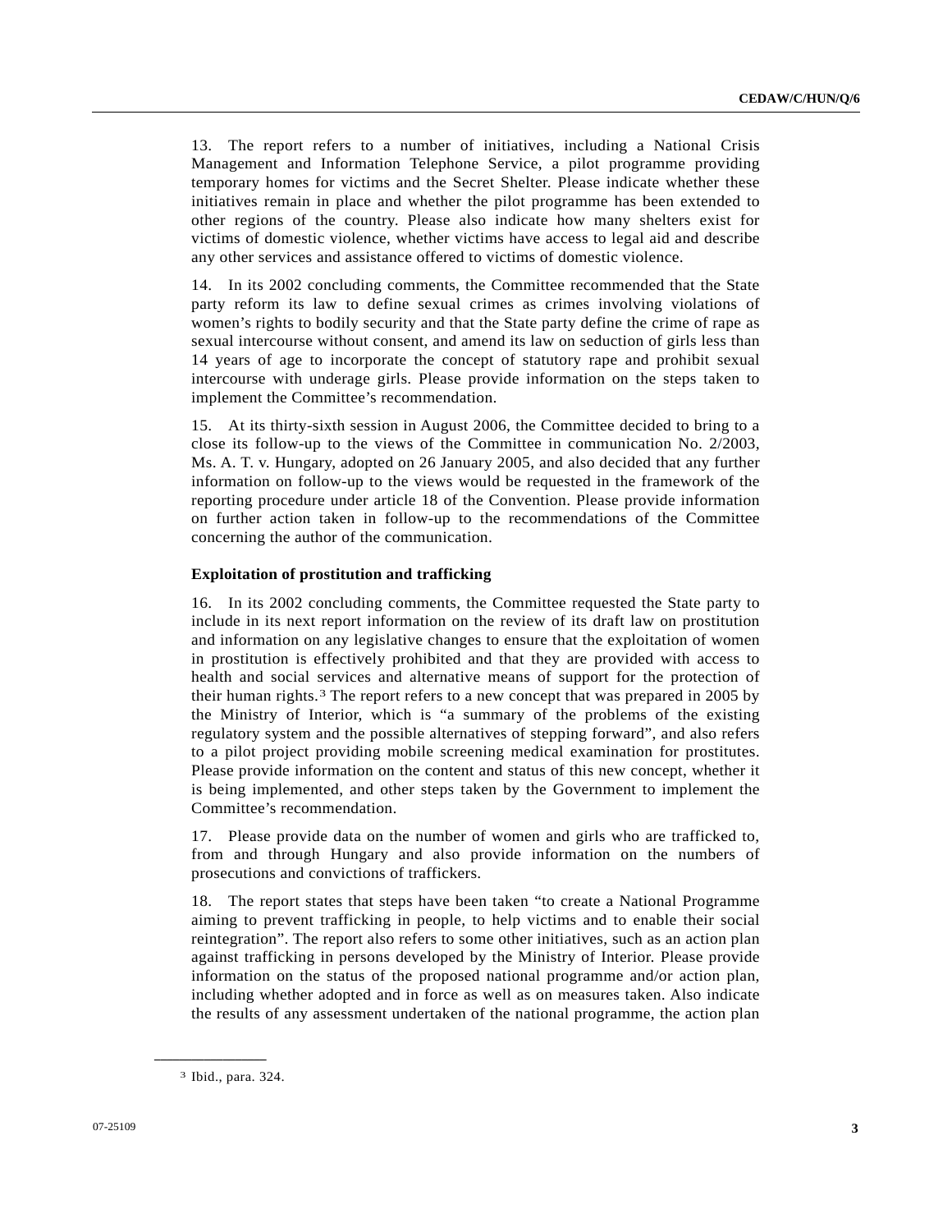13. The report refers to a number of initiatives, including a National Crisis Management and Information Telephone Service, a pilot programme providing temporary homes for victims and the Secret Shelter. Please indicate whether these initiatives remain in place and whether the pilot programme has been extended to other regions of the country. Please also indicate how many shelters exist for victims of domestic violence, whether victims have access to legal aid and describe any other services and assistance offered to victims of domestic violence.

14. In its 2002 concluding comments, the Committee recommended that the State party reform its law to define sexual crimes as crimes involving violations of women's rights to bodily security and that the State party define the crime of rape as sexual intercourse without consent, and amend its law on seduction of girls less than 14 years of age to incorporate the concept of statutory rape and prohibit sexual intercourse with underage girls. Please provide information on the steps taken to implement the Committee's recommendation.

15. At its thirty-sixth session in August 2006, the Committee decided to bring to a close its follow-up to the views of the Committee in communication No. 2/2003, Ms. A. T. v. Hungary, adopted on 26 January 2005, and also decided that any further information on follow-up to the views would be requested in the framework of the reporting procedure under article 18 of the Convention. Please provide information on further action taken in follow-up to the recommendations of the Committee concerning the author of the communication.

**Exploitation of prostitution and trafficking**

16. In its 2002 concluding comments, the Committee requested the State party to include in its next report information on the review of its draft law on prostitution and information on any legislative changes to ensure that the exploitation of women in prostitution is effectively prohibited and that they are provided with access to health and social services and alternative means of support for the protection of their human rights.[3] The report refers to a new concept that was prepared in 2005 by the Ministry of Interior, which is "a summary of the problems of the existing regulatory system and the possible alternatives of stepping forward", and also refers to a pilot project providing mobile screening medical examination for prostitutes. Please provide information on the content and status of this new concept, whether it is being implemented, and other steps taken by the Government to implement the Committee's recommendation.

17. Please provide data on the number of women and girls who are trafficked to, from and through Hungary and also provide information on the numbers of prosecutions and convictions of traffickers.

18. The report states that steps have been taken "to create a National Programme aiming to prevent trafficking in people, to help victims and to enable their social reintegration". The report also refers to some other initiatives, such as an action plan against trafficking in persons developed by the Ministry of Interior. Please provide information on the status of the proposed national programme and/or action plan, including whether adopted and in force as well as on measures taken. Also indicate the results of any assessment undertaken of the national programme, the action plan

---

[3] Ibid., para. 324.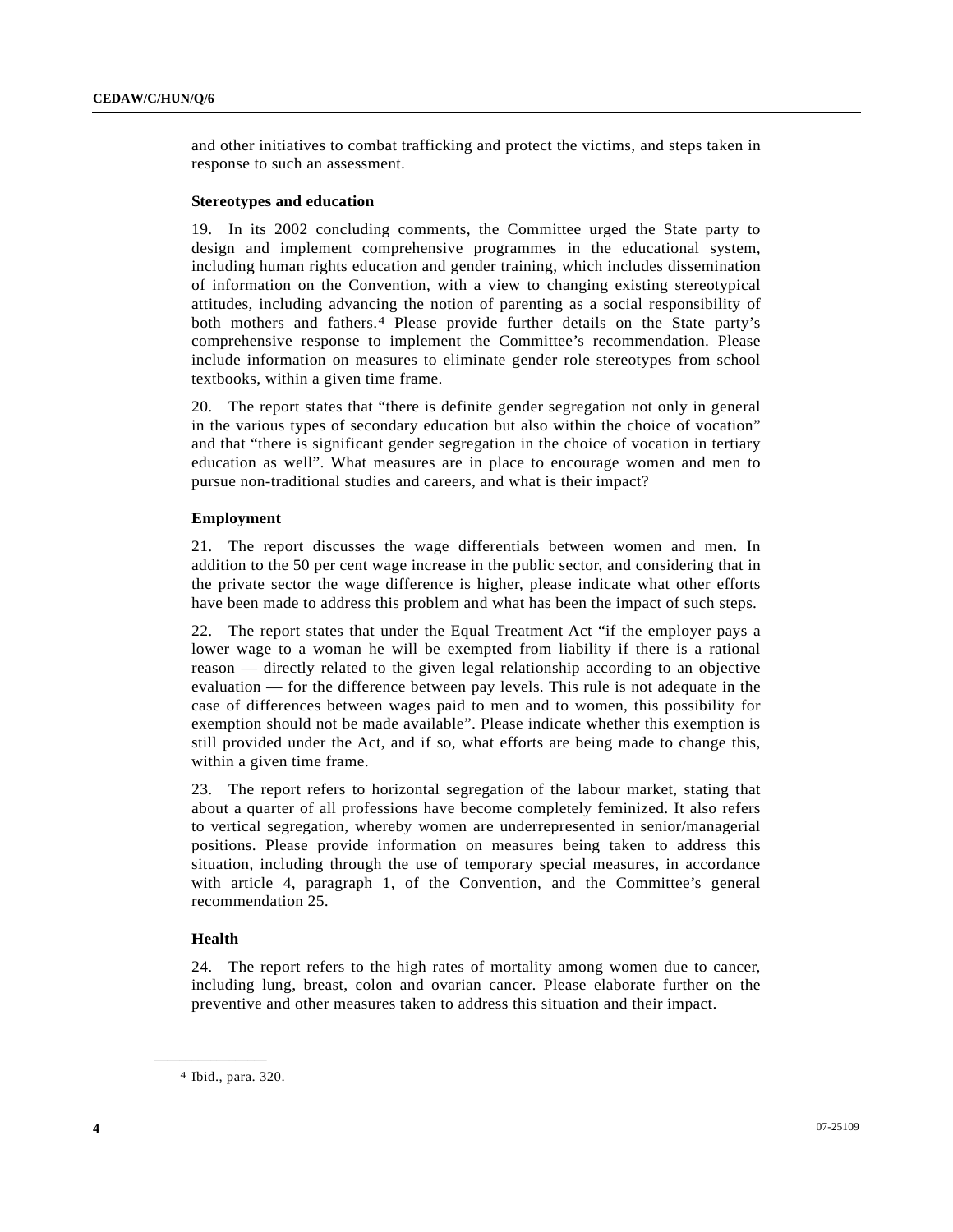and other initiatives to combat trafficking and protect the victims, and steps taken in response to such an assessment.

### Stereotypes and education

19. In its 2002 concluding comments, the Committee urged the State party to design and implement comprehensive programmes in the educational system, including human rights education and gender training, which includes dissemination of information on the Convention, with a view to changing existing stereotypical attitudes, including advancing the notion of parenting as a social responsibility of both mothers and fathers.[4] Please provide further details on the State party's comprehensive response to implement the Committee's recommendation. Please include information on measures to eliminate gender role stereotypes from school textbooks, within a given time frame.

20. The report states that "there is definite gender segregation not only in general in the various types of secondary education but also within the choice of vocation" and that "there is significant gender segregation in the choice of vocation in tertiary education as well". What measures are in place to encourage women and men to pursue non-traditional studies and careers, and what is their impact?

### Employment

21. The report discusses the wage differentials between women and men. In addition to the 50 per cent wage increase in the public sector, and considering that in the private sector the wage difference is higher, please indicate what other efforts have been made to address this problem and what has been the impact of such steps.

22. The report states that under the Equal Treatment Act "if the employer pays a lower wage to a woman he will be exempted from liability if there is a rational reason — directly related to the given legal relationship according to an objective evaluation — for the difference between pay levels. This rule is not adequate in the case of differences between wages paid to men and to women, this possibility for exemption should not be made available". Please indicate whether this exemption is still provided under the Act, and if so, what efforts are being made to change this, within a given time frame.

23. The report refers to horizontal segregation of the labour market, stating that about a quarter of all professions have become completely feminized. It also refers to vertical segregation, whereby women are underrepresented in senior/managerial positions. Please provide information on measures being taken to address this situation, including through the use of temporary special measures, in accordance with article 4, paragraph 1, of the Convention, and the Committee's general recommendation 25.

### Health

24. The report refers to the high rates of mortality among women due to cancer, including lung, breast, colon and ovarian cancer. Please elaborate further on the preventive and other measures taken to address this situation and their impact.

---

[4] Ibid., para. 320.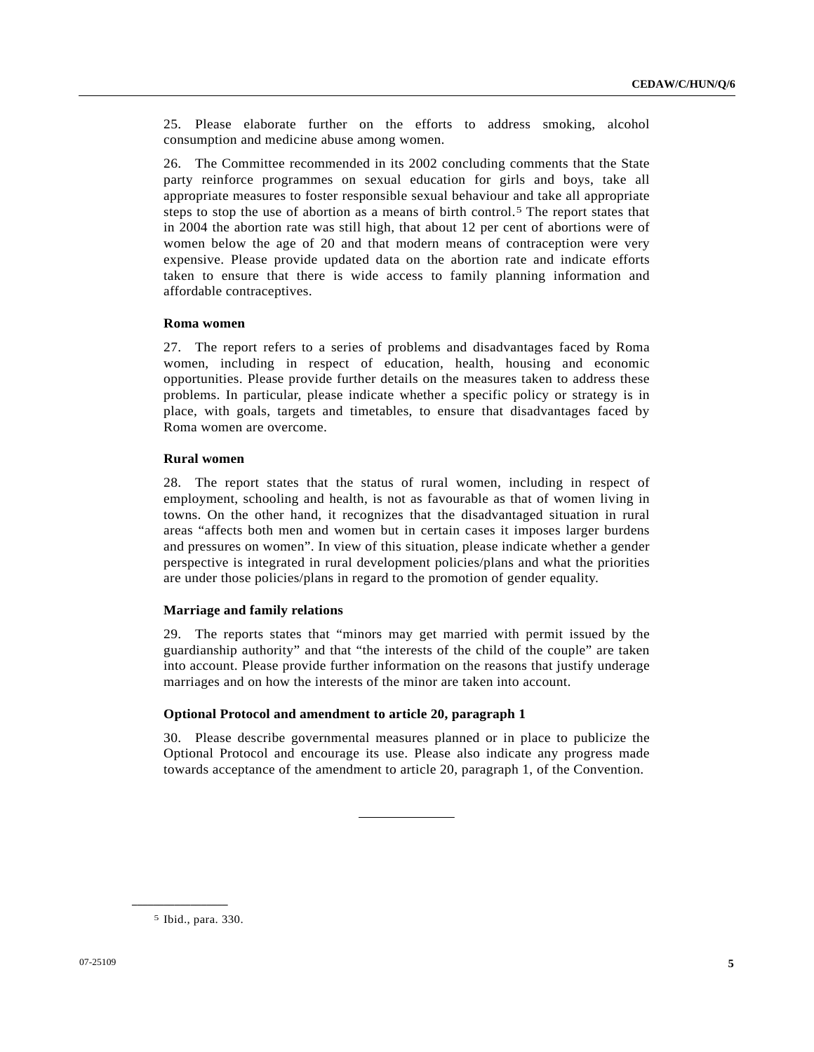25. Please elaborate further on the efforts to address smoking, alcohol consumption and medicine abuse among women.

26. The Committee recommended in its 2002 concluding comments that the State party reinforce programmes on sexual education for girls and boys, take all appropriate measures to foster responsible sexual behaviour and take all appropriate steps to stop the use of abortion as a means of birth control.[5] The report states that in 2004 the abortion rate was still high, that about 12 per cent of abortions were of women below the age of 20 and that modern means of contraception were very expensive. Please provide updated data on the abortion rate and indicate efforts taken to ensure that there is wide access to family planning information and affordable contraceptives.

### Roma women

27. The report refers to a series of problems and disadvantages faced by Roma women, including in respect of education, health, housing and economic opportunities. Please provide further details on the measures taken to address these problems. In particular, please indicate whether a specific policy or strategy is in place, with goals, targets and timetables, to ensure that disadvantages faced by Roma women are overcome.

### Rural women

28. The report states that the status of rural women, including in respect of employment, schooling and health, is not as favourable as that of women living in towns. On the other hand, it recognizes that the disadvantaged situation in rural areas "affects both men and women but in certain cases it imposes larger burdens and pressures on women". In view of this situation, please indicate whether a gender perspective is integrated in rural development policies/plans and what the priorities are under those policies/plans in regard to the promotion of gender equality.

### Marriage and family relations

29. The reports states that "minors may get married with permit issued by the guardianship authority" and that "the interests of the child of the couple" are taken into account. Please provide further information on the reasons that justify underage marriages and on how the interests of the minor are taken into account.

### Optional Protocol and amendment to article 20, paragraph 1

30. Please describe governmental measures planned or in place to publicize the Optional Protocol and encourage its use. Please also indicate any progress made towards acceptance of the amendment to article 20, paragraph 1, of the Convention.

---

[5] Ibid., para. 330.